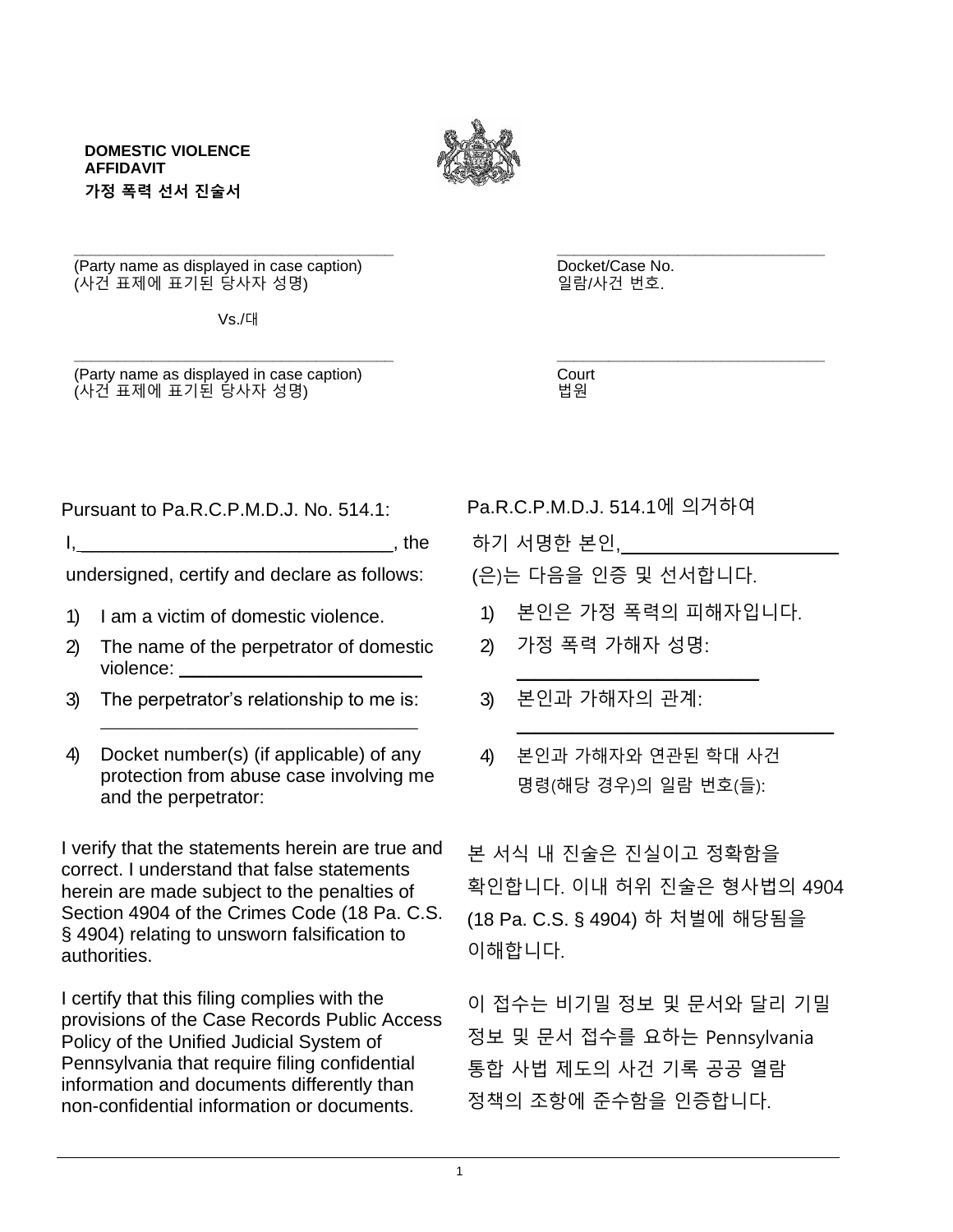**DOMESTIC VIOLENCE AFFIDAVIT**
**가정 폭력 선서 진술서**

| | |
|---|---|
| ______________________________ | ______________________________ |
| (Party name as displayed in case caption)<br>(사건 표제에 표기된 당사자 성명) | Docket/Case No.<br>일람/사건 번호. |
| Vs./대 | |
| ______________________________ | ______________________________ |
| (Party name as displayed in case caption)<br>(사건 표제에 표기된 당사자 성명) | Court<br>법원 |

Pursuant to Pa.R.C.P.M.D.J. No. 514.1:

I,______________________________, the undersigned, certify and declare as follows:

1) I am a victim of domestic violence.
2) The name of the perpetrator of domestic violence: ______________________
3) The perpetrator's relationship to me is: ______________________________
4) Docket number(s) (if applicable) of any protection from abuse case involving me and the perpetrator:

I verify that the statements herein are true and correct. I understand that false statements herein are made subject to the penalties of Section 4904 of the Crimes Code (18 Pa. C.S. § 4904) relating to unsworn falsification to authorities.

I certify that this filing complies with the provisions of the Case Records Public Access Policy of the Unified Judicial System of Pennsylvania that require filing confidential information and documents differently than non-confidential information or documents.

Pa.R.C.P.M.D.J. 514.1에 의거하여

하기 서명한 본인,______________________
(은)는 다음을 인증 및 선서합니다.

1) 본인은 가정 폭력의 피해자입니다.
2) 가정 폭력 가해자 성명: ______________________
3) 본인과 가해자의 관계: ______________________________
4) 본인과 가해자와 연관된 학대 사건 명령(해당 경우)의 일람 번호(들):

본 서식 내 진술은 진실이고 정확함을 확인합니다. 이내 허위 진술은 형사법의 4904 (18 Pa. C.S. § 4904) 하 처벌에 해당됨을 이해합니다.

이 접수는 비기밀 정보 및 문서와 달리 기밀 정보 및 문서 접수를 요하는 Pennsylvania 통합 사법 제도의 사건 기록 공공 열람 정책의 조항에 준수함을 인증합니다.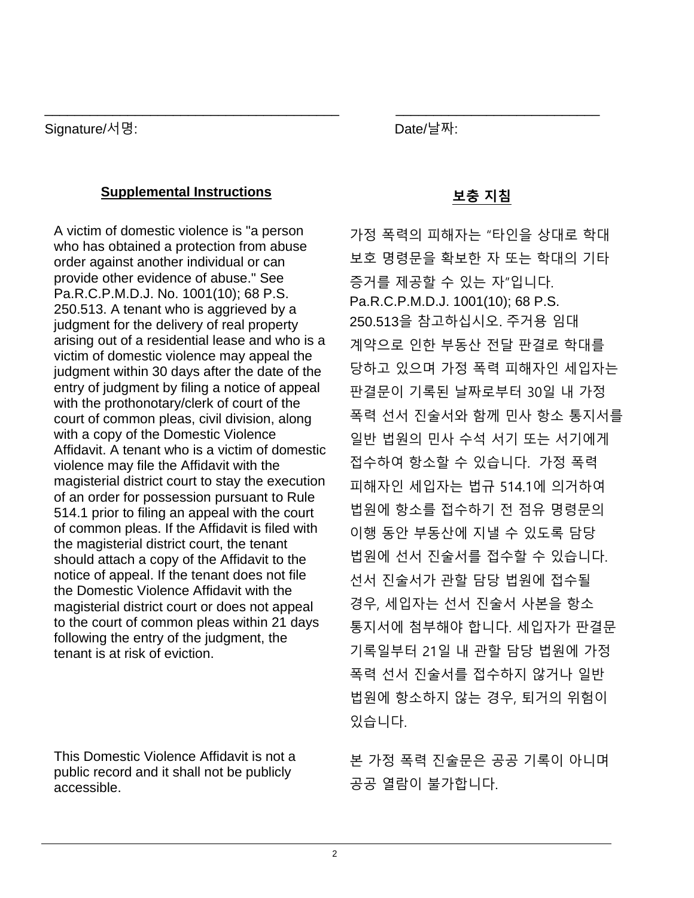\_\_\_\_\_\_\_\_\_\_\_\_\_\_\_\_\_\_\_\_\_\_\_\_\_\_\_\_\_\_\_\_\_\_\_\_\_\_ \_\_\_\_\_\_\_\_\_\_\_\_\_\_\_\_\_\_\_\_\_\_\_\_\_\_\_\_

Signature/서명: Date/날짜:

### Supplemental Instructions

A victim of domestic violence is "a person who has obtained a protection from abuse order against another individual or can provide other evidence of abuse." See Pa.R.C.P.M.D.J. No. 1001(10); 68 P.S. 250.513. A tenant who is aggrieved by a judgment for the delivery of real property arising out of a residential lease and who is a victim of domestic violence may appeal the judgment within 30 days after the date of the entry of judgment by filing a notice of appeal with the prothonotary/clerk of court of the court of common pleas, civil division, along with a copy of the Domestic Violence Affidavit. A tenant who is a victim of domestic violence may file the Affidavit with the magisterial district court to stay the execution of an order for possession pursuant to Rule 514.1 prior to filing an appeal with the court of common pleas. If the Affidavit is filed with the magisterial district court, the tenant should attach a copy of the Affidavit to the notice of appeal. If the tenant does not file the Domestic Violence Affidavit with the magisterial district court or does not appeal to the court of common pleas within 21 days following the entry of the judgment, the tenant is at risk of eviction.

This Domestic Violence Affidavit is not a public record and it shall not be publicly accessible.

### 보충 지침

가정 폭력의 피해자는 "타인을 상대로 학대 보호 명령문을 확보한 자 또는 학대의 기타 증거를 제공할 수 있는 자"입니다. Pa.R.C.P.M.D.J. 1001(10); 68 P.S. 250.513을 참고하십시오. 주거용 임대 계약으로 인한 부동산 전달 판결로 학대를 당하고 있으며 가정 폭력 피해자인 세입자는 판결문이 기록된 날짜로부터 30일 내 가정 폭력 선서 진술서와 함께 민사 항소 통지서를 일반 법원의 민사 수석 서기 또는 서기에게 접수하여 항소할 수 있습니다. 가정 폭력 피해자인 세입자는 법규 514.1에 의거하여 법원에 항소를 접수하기 전 점유 명령문의 이행 동안 부동산에 지낼 수 있도록 담당 법원에 선서 진술서를 접수할 수 있습니다. 선서 진술서가 관할 담당 법원에 접수될 경우, 세입자는 선서 진술서 사본을 항소 통지서에 첨부해야 합니다. 세입자가 판결문 기록일부터 21일 내 관할 담당 법원에 가정 폭력 선서 진술서를 접수하지 않거나 일반 법원에 항소하지 않는 경우, 퇴거의 위험이 있습니다.

본 가정 폭력 진술문은 공공 기록이 아니며 공공 열람이 불가합니다.